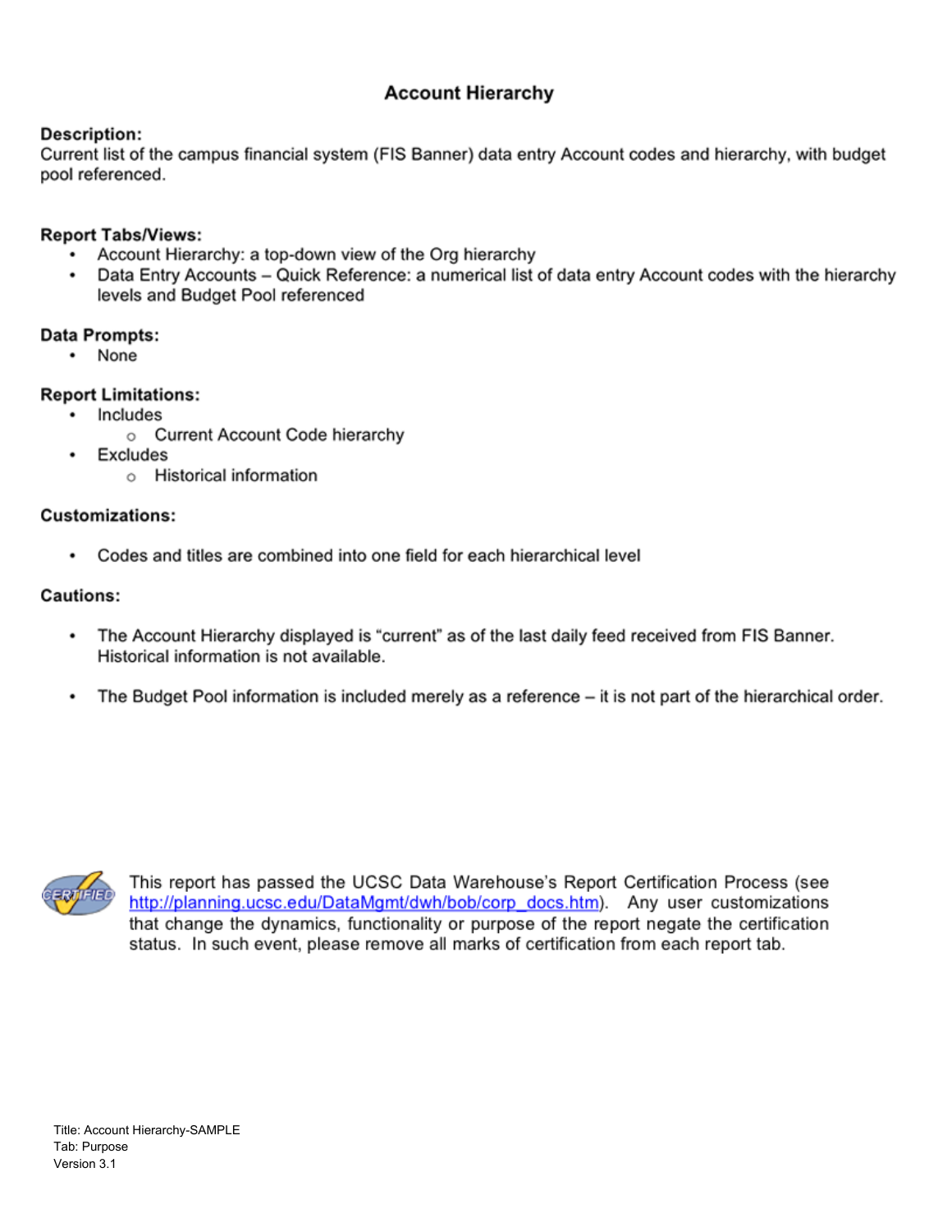# Account Hierarchy

**Description:**
Current list of the campus financial system (FIS Banner) data entry Account codes and hierarchy, with budget pool referenced.

**Report Tabs/Views:**

- Account Hierarchy: a top-down view of the Org hierarchy
- Data Entry Accounts – Quick Reference: a numerical list of data entry Account codes with the hierarchy levels and Budget Pool referenced

**Data Prompts:**

- None

**Report Limitations:**

- Includes
  - Current Account Code hierarchy
- Excludes
  - Historical information

**Customizations:**

- Codes and titles are combined into one field for each hierarchical level

**Cautions:**

- The Account Hierarchy displayed is "current" as of the last daily feed received from FIS Banner. Historical information is not available.

- The Budget Pool information is included merely as a reference – it is not part of the hierarchical order.

This report has passed the UCSC Data Warehouse's Report Certification Process (see http://planning.ucsc.edu/DataMgmt/dwh/bob/corp_docs.htm). Any user customizations that change the dynamics, functionality or purpose of the report negate the certification status. In such event, please remove all marks of certification from each report tab.

Title: Account Hierarchy-SAMPLE
Tab: Purpose
Version 3.1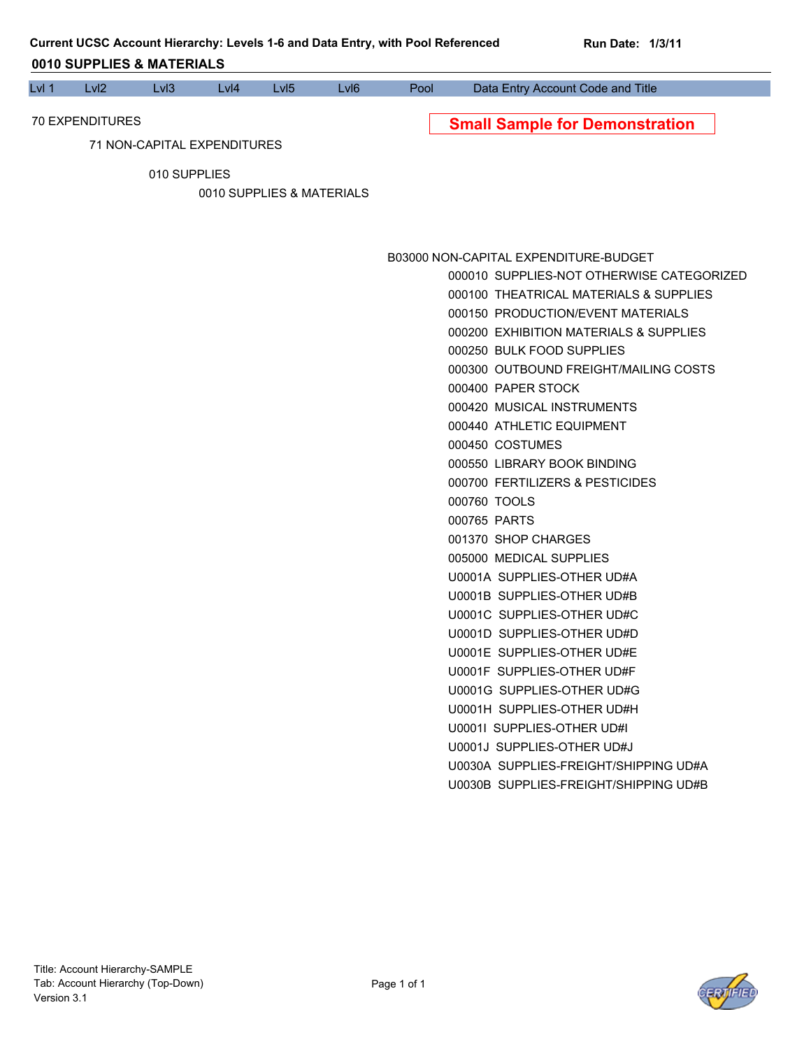**Current UCSC Account Hierarchy: Levels 1-6 and Data Entry, with Pool Referenced**

**Run Date: 1/3/11**

## 0010 SUPPLIES & MATERIALS

| Lvl 1 | Lvl2 | Lvl3 | Lvl4 | Lvl5 | Lvl6 | Pool | Data Entry Account Code and Title |
|---|---|---|---|---|---|---|---|

**Small Sample for Demonstration**

70 EXPENDITURES

- 71 NON-CAPITAL EXPENDITURES
  - 010 SUPPLIES
    - 0010 SUPPLIES & MATERIALS
      - B03000 NON-CAPITAL EXPENDITURE-BUDGET
        - 000010 SUPPLIES-NOT OTHERWISE CATEGORIZED
        - 000100 THEATRICAL MATERIALS & SUPPLIES
        - 000150 PRODUCTION/EVENT MATERIALS
        - 000200 EXHIBITION MATERIALS & SUPPLIES
        - 000250 BULK FOOD SUPPLIES
        - 000300 OUTBOUND FREIGHT/MAILING COSTS
        - 000400 PAPER STOCK
        - 000420 MUSICAL INSTRUMENTS
        - 000440 ATHLETIC EQUIPMENT
        - 000450 COSTUMES
        - 000550 LIBRARY BOOK BINDING
        - 000700 FERTILIZERS & PESTICIDES
        - 000760 TOOLS
        - 000765 PARTS
        - 001370 SHOP CHARGES
        - 005000 MEDICAL SUPPLIES
        - U0001A SUPPLIES-OTHER UD#A
        - U0001B SUPPLIES-OTHER UD#B
        - U0001C SUPPLIES-OTHER UD#C
        - U0001D SUPPLIES-OTHER UD#D
        - U0001E SUPPLIES-OTHER UD#E
        - U0001F SUPPLIES-OTHER UD#F
        - U0001G SUPPLIES-OTHER UD#G
        - U0001H SUPPLIES-OTHER UD#H
        - U0001I SUPPLIES-OTHER UD#I
        - U0001J SUPPLIES-OTHER UD#J
        - U0030A SUPPLIES-FREIGHT/SHIPPING UD#A
        - U0030B SUPPLIES-FREIGHT/SHIPPING UD#B

Title: Account Hierarchy-SAMPLE
Tab: Account Hierarchy (Top-Down)
Version 3.1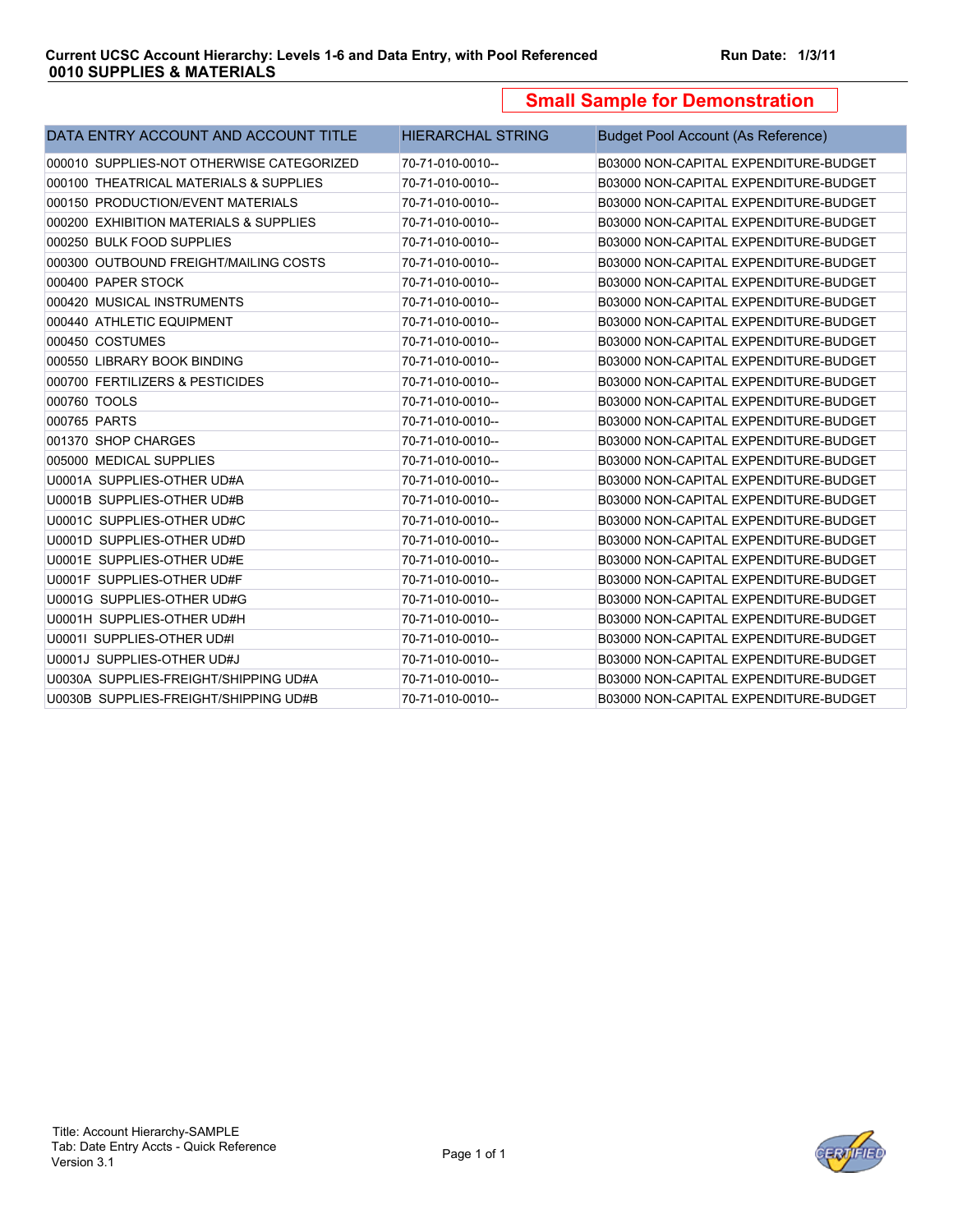**Current UCSC Account Hierarchy: Levels 1-6 and Data Entry, with Pool Referenced** **Run Date: 1/3/11**

## 0010 SUPPLIES & MATERIALS

**Small Sample for Demonstration**

| DATA ENTRY ACCOUNT AND ACCOUNT TITLE | HIERARCHAL STRING | Budget Pool Account (As Reference) |
|---|---|---|
| 000010 SUPPLIES-NOT OTHERWISE CATEGORIZED | 70-71-010-0010-- | B03000 NON-CAPITAL EXPENDITURE-BUDGET |
| 000100 THEATRICAL MATERIALS & SUPPLIES | 70-71-010-0010-- | B03000 NON-CAPITAL EXPENDITURE-BUDGET |
| 000150 PRODUCTION/EVENT MATERIALS | 70-71-010-0010-- | B03000 NON-CAPITAL EXPENDITURE-BUDGET |
| 000200 EXHIBITION MATERIALS & SUPPLIES | 70-71-010-0010-- | B03000 NON-CAPITAL EXPENDITURE-BUDGET |
| 000250 BULK FOOD SUPPLIES | 70-71-010-0010-- | B03000 NON-CAPITAL EXPENDITURE-BUDGET |
| 000300 OUTBOUND FREIGHT/MAILING COSTS | 70-71-010-0010-- | B03000 NON-CAPITAL EXPENDITURE-BUDGET |
| 000400 PAPER STOCK | 70-71-010-0010-- | B03000 NON-CAPITAL EXPENDITURE-BUDGET |
| 000420 MUSICAL INSTRUMENTS | 70-71-010-0010-- | B03000 NON-CAPITAL EXPENDITURE-BUDGET |
| 000440 ATHLETIC EQUIPMENT | 70-71-010-0010-- | B03000 NON-CAPITAL EXPENDITURE-BUDGET |
| 000450 COSTUMES | 70-71-010-0010-- | B03000 NON-CAPITAL EXPENDITURE-BUDGET |
| 000550 LIBRARY BOOK BINDING | 70-71-010-0010-- | B03000 NON-CAPITAL EXPENDITURE-BUDGET |
| 000700 FERTILIZERS & PESTICIDES | 70-71-010-0010-- | B03000 NON-CAPITAL EXPENDITURE-BUDGET |
| 000760 TOOLS | 70-71-010-0010-- | B03000 NON-CAPITAL EXPENDITURE-BUDGET |
| 000765 PARTS | 70-71-010-0010-- | B03000 NON-CAPITAL EXPENDITURE-BUDGET |
| 001370 SHOP CHARGES | 70-71-010-0010-- | B03000 NON-CAPITAL EXPENDITURE-BUDGET |
| 005000 MEDICAL SUPPLIES | 70-71-010-0010-- | B03000 NON-CAPITAL EXPENDITURE-BUDGET |
| U0001A SUPPLIES-OTHER UD#A | 70-71-010-0010-- | B03000 NON-CAPITAL EXPENDITURE-BUDGET |
| U0001B SUPPLIES-OTHER UD#B | 70-71-010-0010-- | B03000 NON-CAPITAL EXPENDITURE-BUDGET |
| U0001C SUPPLIES-OTHER UD#C | 70-71-010-0010-- | B03000 NON-CAPITAL EXPENDITURE-BUDGET |
| U0001D SUPPLIES-OTHER UD#D | 70-71-010-0010-- | B03000 NON-CAPITAL EXPENDITURE-BUDGET |
| U0001E SUPPLIES-OTHER UD#E | 70-71-010-0010-- | B03000 NON-CAPITAL EXPENDITURE-BUDGET |
| U0001F SUPPLIES-OTHER UD#F | 70-71-010-0010-- | B03000 NON-CAPITAL EXPENDITURE-BUDGET |
| U0001G SUPPLIES-OTHER UD#G | 70-71-010-0010-- | B03000 NON-CAPITAL EXPENDITURE-BUDGET |
| U0001H SUPPLIES-OTHER UD#H | 70-71-010-0010-- | B03000 NON-CAPITAL EXPENDITURE-BUDGET |
| U0001I SUPPLIES-OTHER UD#I | 70-71-010-0010-- | B03000 NON-CAPITAL EXPENDITURE-BUDGET |
| U0001J SUPPLIES-OTHER UD#J | 70-71-010-0010-- | B03000 NON-CAPITAL EXPENDITURE-BUDGET |
| U0030A SUPPLIES-FREIGHT/SHIPPING UD#A | 70-71-010-0010-- | B03000 NON-CAPITAL EXPENDITURE-BUDGET |
| U0030B SUPPLIES-FREIGHT/SHIPPING UD#B | 70-71-010-0010-- | B03000 NON-CAPITAL EXPENDITURE-BUDGET |

Title: Account Hierarchy-SAMPLE
Tab: Date Entry Accts - Quick Reference
Version 3.1